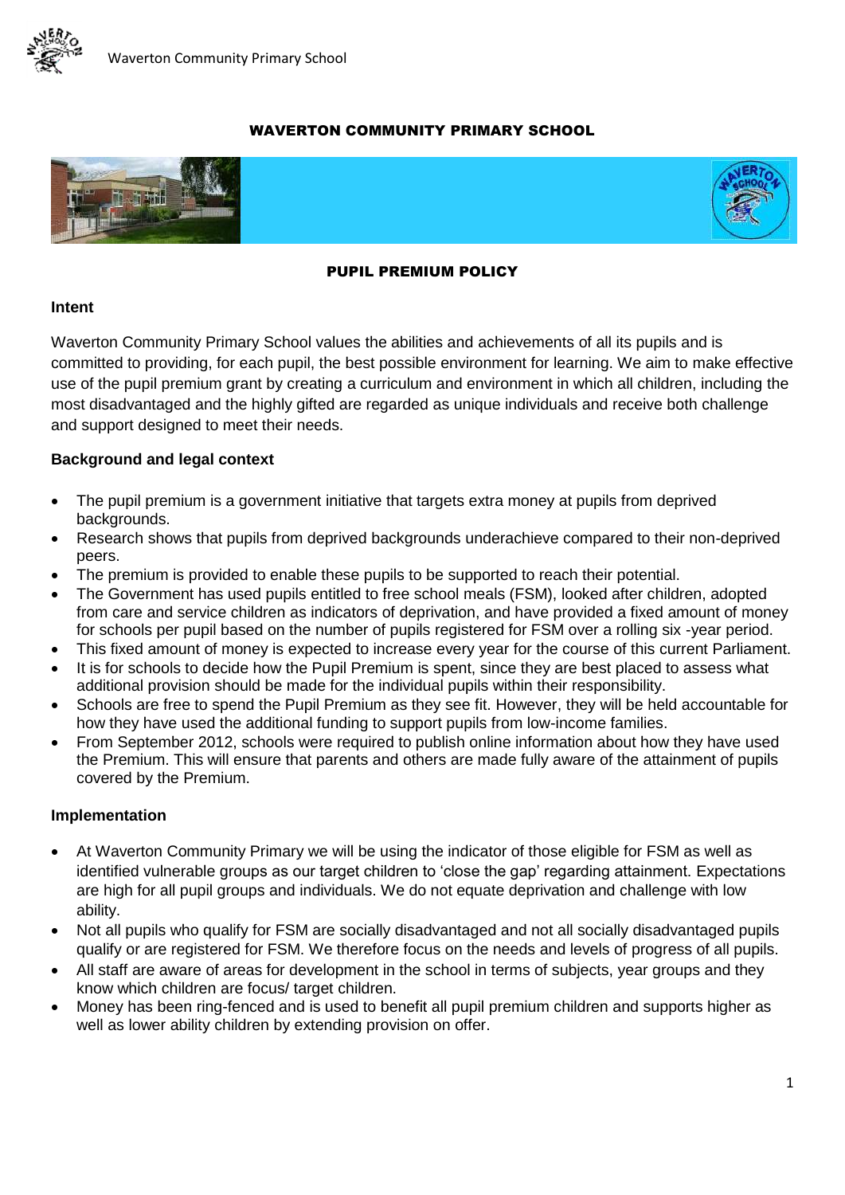# WAVERTON COMMUNITY PRIMARY SCHOOL

## PUPIL PREMIUM POLICY

### Intent

Waverton Community Primary School values the abilities and achievements of all its pupils and is committed to providing, for each pupil, the best possible environment for learning. We aim to make effective use of the pupil premium grant by creating a curriculum and environment in which all children, including the most disadvantaged and the highly gifted are regarded as unique individuals and receive both challenge and support designed to meet their needs.

### Background and legal context

- The pupil premium is a government initiative that targets extra money at pupils from deprived backgrounds.
- Research shows that pupils from deprived backgrounds underachieve compared to their non-deprived peers.
- The premium is provided to enable these pupils to be supported to reach their potential.
- The Government has used pupils entitled to free school meals (FSM), looked after children, adopted from care and service children as indicators of deprivation, and have provided a fixed amount of money for schools per pupil based on the number of pupils registered for FSM over a rolling six -year period.
- This fixed amount of money is expected to increase every year for the course of this current Parliament.
- It is for schools to decide how the Pupil Premium is spent, since they are best placed to assess what additional provision should be made for the individual pupils within their responsibility.
- Schools are free to spend the Pupil Premium as they see fit. However, they will be held accountable for how they have used the additional funding to support pupils from low-income families.
- From September 2012, schools were required to publish online information about how they have used the Premium. This will ensure that parents and others are made fully aware of the attainment of pupils covered by the Premium.

### Implementation

- At Waverton Community Primary we will be using the indicator of those eligible for FSM as well as identified vulnerable groups as our target children to 'close the gap' regarding attainment. Expectations are high for all pupil groups and individuals. We do not equate deprivation and challenge with low ability.
- Not all pupils who qualify for FSM are socially disadvantaged and not all socially disadvantaged pupils qualify or are registered for FSM. We therefore focus on the needs and levels of progress of all pupils.
- All staff are aware of areas for development in the school in terms of subjects, year groups and they know which children are focus/ target children.
- Money has been ring-fenced and is used to benefit all pupil premium children and supports higher as well as lower ability children by extending provision on offer.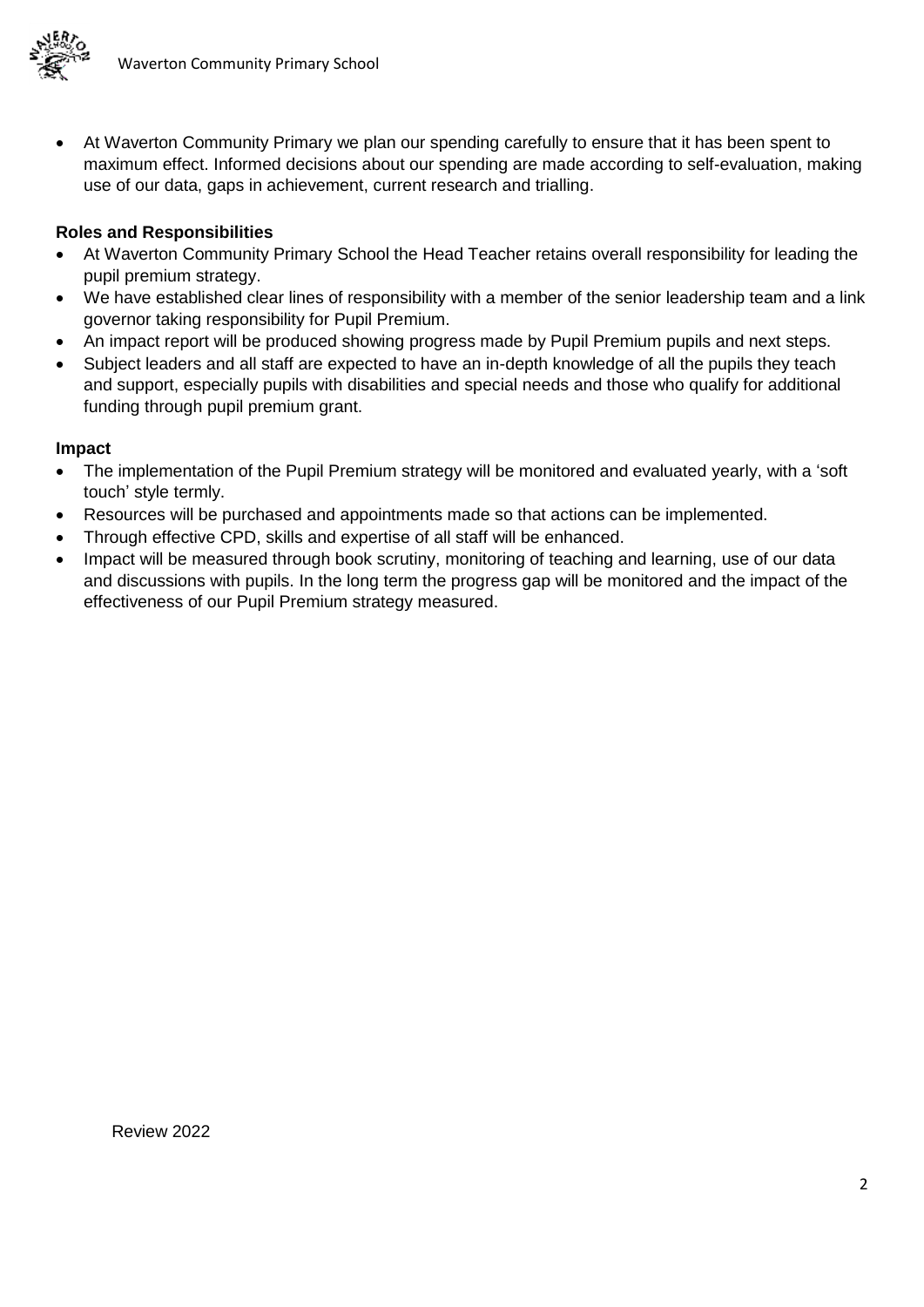- At Waverton Community Primary we plan our spending carefully to ensure that it has been spent to maximum effect. Informed decisions about our spending are made according to self-evaluation, making use of our data, gaps in achievement, current research and trialling.

**Roles and Responsibilities**

- At Waverton Community Primary School the Head Teacher retains overall responsibility for leading the pupil premium strategy.
- We have established clear lines of responsibility with a member of the senior leadership team and a link governor taking responsibility for Pupil Premium.
- An impact report will be produced showing progress made by Pupil Premium pupils and next steps.
- Subject leaders and all staff are expected to have an in-depth knowledge of all the pupils they teach and support, especially pupils with disabilities and special needs and those who qualify for additional funding through pupil premium grant.

**Impact**

- The implementation of the Pupil Premium strategy will be monitored and evaluated yearly, with a 'soft touch' style termly.
- Resources will be purchased and appointments made so that actions can be implemented.
- Through effective CPD, skills and expertise of all staff will be enhanced.
- Impact will be measured through book scrutiny, monitoring of teaching and learning, use of our data and discussions with pupils. In the long term the progress gap will be monitored and the impact of the effectiveness of our Pupil Premium strategy measured.

Review 2022